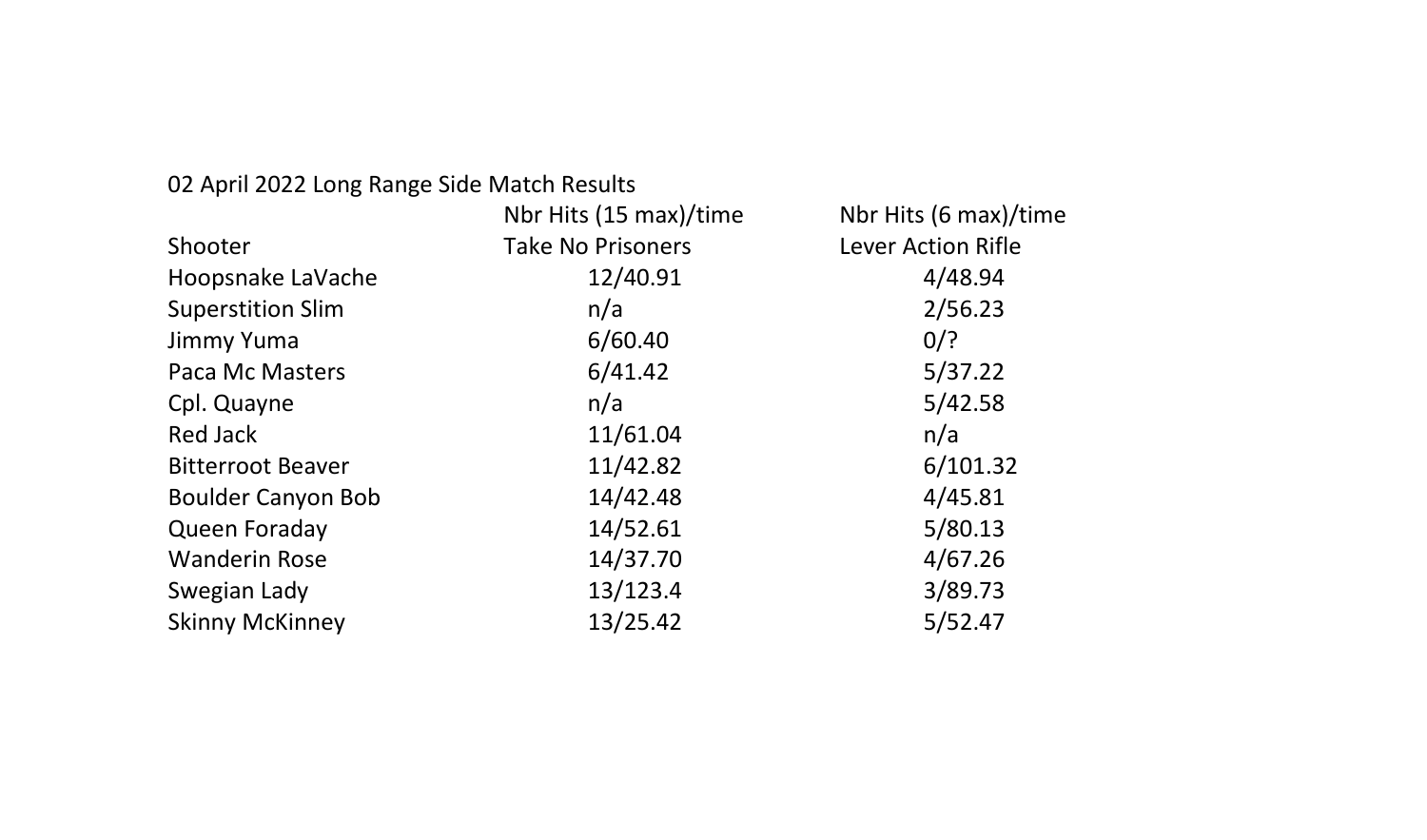02 April 2022 Long Range Side Match Results

| Shooter | Nbr Hits (15 max)/time<br>Take No Prisoners | Nbr Hits (6 max)/time<br>Lever Action Rifle |
|---|---|---|
| Hoopsnake LaVache | 12/40.91 | 4/48.94 |
| Superstition Slim | n/a | 2/56.23 |
| Jimmy Yuma | 6/60.40 | 0/? |
| Paca Mc Masters | 6/41.42 | 5/37.22 |
| Cpl. Quayne | n/a | 5/42.58 |
| Red Jack | 11/61.04 | n/a |
| Bitterroot Beaver | 11/42.82 | 6/101.32 |
| Boulder Canyon Bob | 14/42.48 | 4/45.81 |
| Queen Foraday | 14/52.61 | 5/80.13 |
| Wanderin Rose | 14/37.70 | 4/67.26 |
| Swegian Lady | 13/123.4 | 3/89.73 |
| Skinny McKinney | 13/25.42 | 5/52.47 |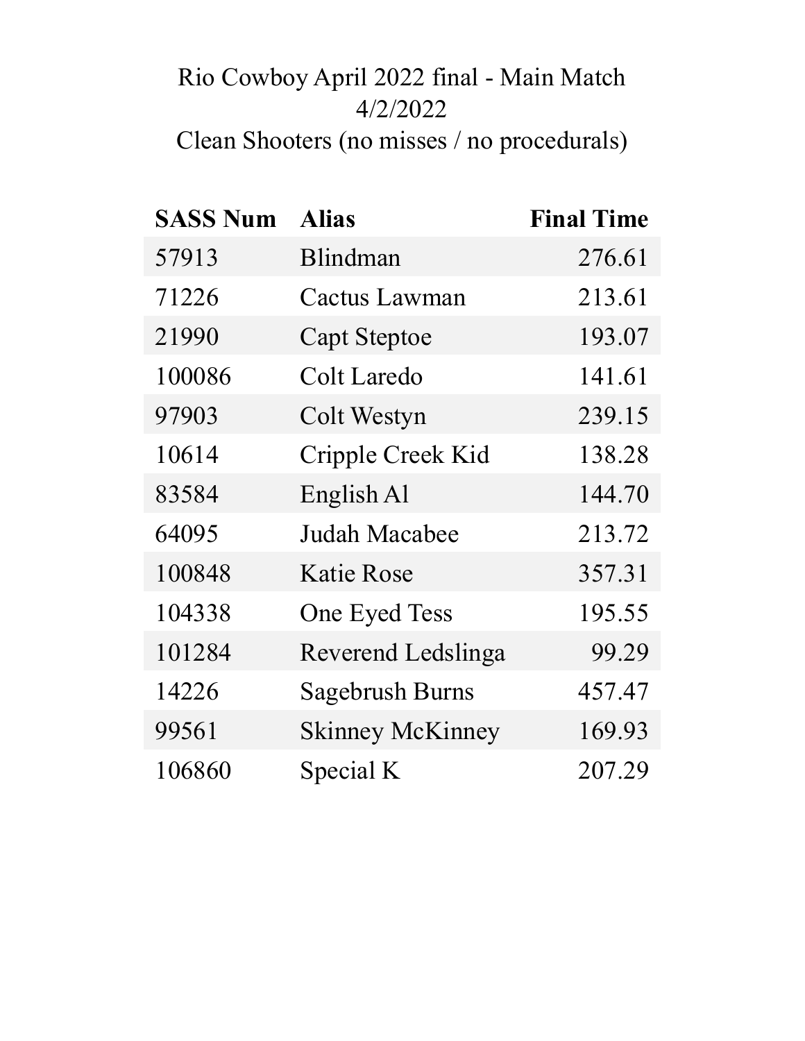Rio Cowboy April 2022 final - Main Match
4/2/2022
Clean Shooters (no misses / no procedurals)

| SASS Num | Alias | Final Time |
|---|---|---:|
| 57913 | Blindman | 276.61 |
| 71226 | Cactus Lawman | 213.61 |
| 21990 | Capt Steptoe | 193.07 |
| 100086 | Colt Laredo | 141.61 |
| 97903 | Colt Westyn | 239.15 |
| 10614 | Cripple Creek Kid | 138.28 |
| 83584 | English Al | 144.70 |
| 64095 | Judah Macabee | 213.72 |
| 100848 | Katie Rose | 357.31 |
| 104338 | One Eyed Tess | 195.55 |
| 101284 | Reverend Ledslinga | 99.29 |
| 14226 | Sagebrush Burns | 457.47 |
| 99561 | Skinney McKinney | 169.93 |
| 106860 | Special K | 207.29 |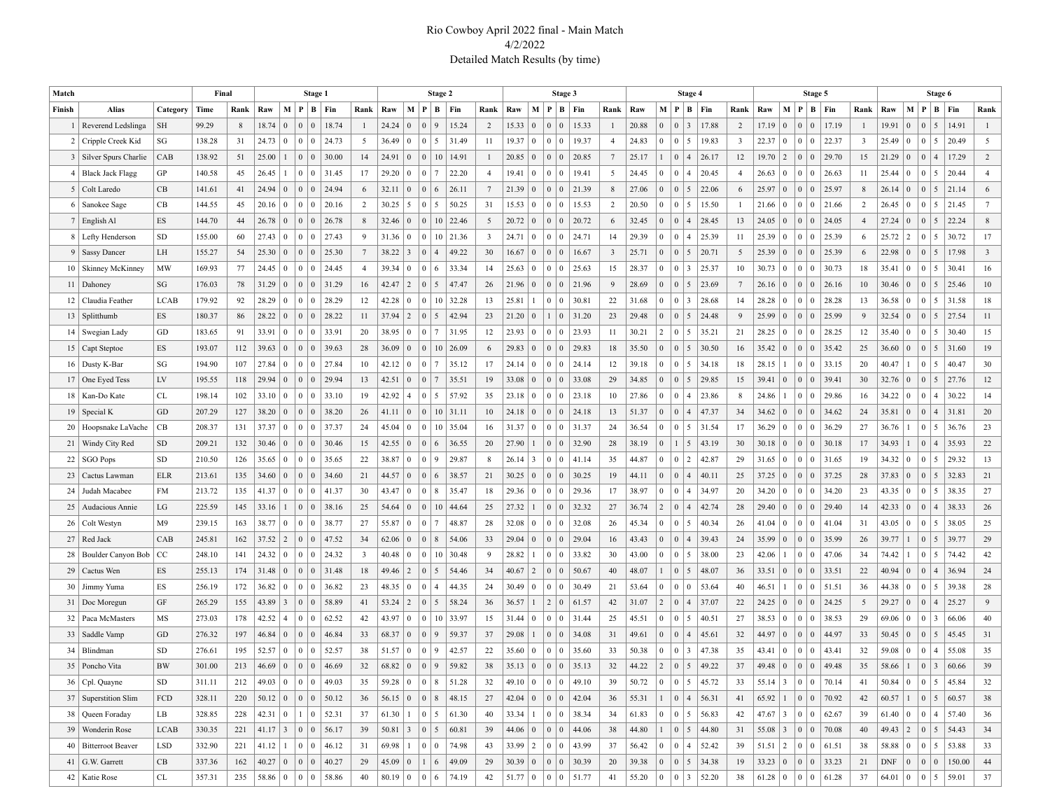# Rio Cowboy April 2022 final - Main Match

4/2/2022

Detailed Match Results (by time)

| Match | | | Final | | Stage 1 | | | | | | Stage 2 | | | | | | Stage 3 | | | | | | Stage 4 | | | | | | Stage 5 | | | | | | Stage 6 | | | | | |
|---|---|---|---|---|---|---|---|---|---|---|---|---|---|---|---|---|---|---|---|---|---|---|---|---|---|---|---|---|---|---|---|---|---|---|---|---|---|---|---|---|
| Finish | Alias | Category | Time | Rank | Raw | M | P | B | Fin | Rank | Raw | M | P | B | Fin | Rank | Raw | M | P | B | Fin | Rank | Raw | M | P | B | Fin | Rank | Raw | M | P | B | Fin | Rank | Raw | M | P | B | Fin | Rank |
| 1 | Reverend Ledslinga | SH | 99.29 | 8 | 18.74 | 0 | 0 | 0 | 18.74 | 1 | 24.24 | 0 | 0 | 9 | 15.24 | 2 | 15.33 | 0 | 0 | 0 | 15.33 | 1 | 20.88 | 0 | 0 | 3 | 17.88 | 2 | 17.19 | 0 | 0 | 0 | 17.19 | 1 | 19.91 | 0 | 0 | 5 | 14.91 | 1 |
| 2 | Cripple Creek Kid | SG | 138.28 | 31 | 24.73 | 0 | 0 | 0 | 24.73 | 5 | 36.49 | 0 | 0 | 5 | 31.49 | 11 | 19.37 | 0 | 0 | 0 | 19.37 | 4 | 24.83 | 0 | 0 | 5 | 19.83 | 3 | 22.37 | 0 | 0 | 0 | 22.37 | 3 | 25.49 | 0 | 0 | 5 | 20.49 | 5 |
| 3 | Silver Spurs Charlie | CAB | 138.92 | 51 | 25.00 | 1 | 0 | 0 | 30.00 | 14 | 24.91 | 0 | 0 | 10 | 14.91 | 1 | 20.85 | 0 | 0 | 0 | 20.85 | 7 | 25.17 | 1 | 0 | 4 | 26.17 | 12 | 19.70 | 2 | 0 | 0 | 29.70 | 15 | 21.29 | 0 | 0 | 4 | 17.29 | 2 |
| 4 | Black Jack Flagg | GP | 140.58 | 45 | 26.45 | 1 | 0 | 0 | 31.45 | 17 | 29.20 | 0 | 0 | 7 | 22.20 | 4 | 19.41 | 0 | 0 | 0 | 19.41 | 5 | 24.45 | 0 | 0 | 4 | 20.45 | 4 | 26.63 | 0 | 0 | 0 | 26.63 | 11 | 25.44 | 0 | 0 | 5 | 20.44 | 4 |
| 5 | Colt Laredo | CB | 141.61 | 41 | 24.94 | 0 | 0 | 0 | 24.94 | 6 | 32.11 | 0 | 0 | 6 | 26.11 | 7 | 21.39 | 0 | 0 | 0 | 21.39 | 8 | 27.06 | 0 | 0 | 5 | 22.06 | 6 | 25.97 | 0 | 0 | 0 | 25.97 | 8 | 26.14 | 0 | 0 | 5 | 21.14 | 6 |
| 6 | Sanokee Sage | CB | 144.55 | 45 | 20.16 | 0 | 0 | 0 | 20.16 | 2 | 30.25 | 5 | 0 | 5 | 50.25 | 31 | 15.53 | 0 | 0 | 0 | 15.53 | 2 | 20.50 | 0 | 0 | 5 | 15.50 | 1 | 21.66 | 0 | 0 | 0 | 21.66 | 2 | 26.45 | 0 | 0 | 5 | 21.45 | 7 |
| 7 | English Al | ES | 144.70 | 44 | 26.78 | 0 | 0 | 0 | 26.78 | 8 | 32.46 | 0 | 0 | 10 | 22.46 | 5 | 20.72 | 0 | 0 | 0 | 20.72 | 6 | 32.45 | 0 | 0 | 4 | 28.45 | 13 | 24.05 | 0 | 0 | 0 | 24.05 | 4 | 27.24 | 0 | 0 | 5 | 22.24 | 8 |
| 8 | Lefty Henderson | SD | 155.00 | 60 | 27.43 | 0 | 0 | 0 | 27.43 | 9 | 31.36 | 0 | 0 | 10 | 21.36 | 3 | 24.71 | 0 | 0 | 0 | 24.71 | 14 | 29.39 | 0 | 0 | 4 | 25.39 | 11 | 25.39 | 0 | 0 | 0 | 25.39 | 6 | 25.72 | 2 | 0 | 5 | 30.72 | 17 |
| 9 | Sassy Dancer | LH | 155.27 | 54 | 25.30 | 0 | 0 | 0 | 25.30 | 7 | 38.22 | 3 | 0 | 4 | 49.22 | 30 | 16.67 | 0 | 0 | 0 | 16.67 | 3 | 25.71 | 0 | 0 | 5 | 20.71 | 5 | 25.39 | 0 | 0 | 0 | 25.39 | 6 | 22.98 | 0 | 0 | 5 | 17.98 | 3 |
| 10 | Skinney McKinney | MW | 169.93 | 77 | 24.45 | 0 | 0 | 0 | 24.45 | 4 | 39.34 | 0 | 0 | 6 | 33.34 | 14 | 25.63 | 0 | 0 | 0 | 25.63 | 15 | 28.37 | 0 | 0 | 3 | 25.37 | 10 | 30.73 | 0 | 0 | 0 | 30.73 | 18 | 35.41 | 0 | 0 | 5 | 30.41 | 16 |
| 11 | Dahoney | SG | 176.03 | 78 | 31.29 | 0 | 0 | 0 | 31.29 | 16 | 42.47 | 2 | 0 | 5 | 47.47 | 26 | 21.96 | 0 | 0 | 0 | 21.96 | 9 | 28.69 | 0 | 0 | 5 | 23.69 | 7 | 26.16 | 0 | 0 | 0 | 26.16 | 10 | 30.46 | 0 | 0 | 5 | 25.46 | 10 |
| 12 | Claudia Feather | LCAB | 179.92 | 92 | 28.29 | 0 | 0 | 0 | 28.29 | 12 | 42.28 | 0 | 0 | 10 | 32.28 | 13 | 25.81 | 1 | 0 | 0 | 30.81 | 22 | 31.68 | 0 | 0 | 3 | 28.68 | 14 | 28.28 | 0 | 0 | 0 | 28.28 | 13 | 36.58 | 0 | 0 | 5 | 31.58 | 18 |
| 13 | Splitthumb | ES | 180.37 | 86 | 28.22 | 0 | 0 | 0 | 28.22 | 11 | 37.94 | 2 | 0 | 5 | 42.94 | 23 | 21.20 | 0 | 1 | 0 | 31.20 | 23 | 29.48 | 0 | 0 | 5 | 24.48 | 9 | 25.99 | 0 | 0 | 0 | 25.99 | 9 | 32.54 | 0 | 0 | 5 | 27.54 | 11 |
| 14 | Swegian Lady | GD | 183.65 | 91 | 33.91 | 0 | 0 | 0 | 33.91 | 20 | 38.95 | 0 | 0 | 7 | 31.95 | 12 | 23.93 | 0 | 0 | 0 | 23.93 | 11 | 30.21 | 2 | 0 | 5 | 35.21 | 21 | 28.25 | 0 | 0 | 0 | 28.25 | 12 | 35.40 | 0 | 0 | 5 | 30.40 | 15 |
| 15 | Capt Steptoe | ES | 193.07 | 112 | 39.63 | 0 | 0 | 0 | 39.63 | 28 | 36.09 | 0 | 0 | 10 | 26.09 | 6 | 29.83 | 0 | 0 | 0 | 29.83 | 18 | 35.50 | 0 | 0 | 5 | 30.50 | 16 | 35.42 | 0 | 0 | 0 | 35.42 | 25 | 36.60 | 0 | 0 | 5 | 31.60 | 19 |
| 16 | Dusty K-Bar | SG | 194.90 | 107 | 27.84 | 0 | 0 | 0 | 27.84 | 10 | 42.12 | 0 | 0 | 7 | 35.12 | 17 | 24.14 | 0 | 0 | 0 | 24.14 | 12 | 39.18 | 0 | 0 | 5 | 34.18 | 18 | 28.15 | 1 | 0 | 0 | 33.15 | 20 | 40.47 | 1 | 0 | 5 | 40.47 | 30 |
| 17 | One Eyed Tess | LV | 195.55 | 118 | 29.94 | 0 | 0 | 0 | 29.94 | 13 | 42.51 | 0 | 0 | 7 | 35.51 | 19 | 33.08 | 0 | 0 | 0 | 33.08 | 29 | 34.85 | 0 | 0 | 5 | 29.85 | 15 | 39.41 | 0 | 0 | 0 | 39.41 | 30 | 32.76 | 0 | 0 | 5 | 27.76 | 12 |
| 18 | Kan-Do Kate | CL | 198.14 | 102 | 33.10 | 0 | 0 | 0 | 33.10 | 19 | 42.92 | 4 | 0 | 5 | 57.92 | 35 | 23.18 | 0 | 0 | 0 | 23.18 | 10 | 27.86 | 0 | 0 | 4 | 23.86 | 8 | 24.86 | 1 | 0 | 0 | 29.86 | 16 | 34.22 | 0 | 0 | 4 | 30.22 | 14 |
| 19 | Special K | GD | 207.29 | 127 | 38.20 | 0 | 0 | 0 | 38.20 | 26 | 41.11 | 0 | 0 | 10 | 31.11 | 10 | 24.18 | 0 | 0 | 0 | 24.18 | 13 | 51.37 | 0 | 0 | 4 | 47.37 | 34 | 34.62 | 0 | 0 | 0 | 34.62 | 24 | 35.81 | 0 | 0 | 4 | 31.81 | 20 |
| 20 | Hoopsnake LaVache | CB | 208.37 | 131 | 37.37 | 0 | 0 | 0 | 37.37 | 24 | 45.04 | 0 | 0 | 10 | 35.04 | 16 | 31.37 | 0 | 0 | 0 | 31.37 | 24 | 36.54 | 0 | 0 | 5 | 31.54 | 17 | 36.29 | 0 | 0 | 0 | 36.29 | 27 | 36.76 | 1 | 0 | 5 | 36.76 | 23 |
| 21 | Windy City Red | SD | 209.21 | 132 | 30.46 | 0 | 0 | 0 | 30.46 | 15 | 42.55 | 0 | 0 | 6 | 36.55 | 20 | 27.90 | 1 | 0 | 0 | 32.90 | 28 | 38.19 | 0 | 1 | 5 | 43.19 | 30 | 30.18 | 0 | 0 | 0 | 30.18 | 17 | 34.93 | 1 | 0 | 4 | 35.93 | 22 |
| 22 | SGO Pops | SD | 210.50 | 126 | 35.65 | 0 | 0 | 0 | 35.65 | 22 | 38.87 | 0 | 0 | 9 | 29.87 | 8 | 26.14 | 3 | 0 | 0 | 41.14 | 35 | 44.87 | 0 | 0 | 2 | 42.87 | 29 | 31.65 | 0 | 0 | 0 | 31.65 | 19 | 34.32 | 0 | 0 | 5 | 29.32 | 13 |
| 23 | Cactus Lawman | ELR | 213.61 | 135 | 34.60 | 0 | 0 | 0 | 34.60 | 21 | 44.57 | 0 | 0 | 6 | 38.57 | 21 | 30.25 | 0 | 0 | 0 | 30.25 | 19 | 44.11 | 0 | 0 | 4 | 40.11 | 25 | 37.25 | 0 | 0 | 0 | 37.25 | 28 | 37.83 | 0 | 0 | 5 | 32.83 | 21 |
| 24 | Judah Macabee | FM | 213.72 | 135 | 41.37 | 0 | 0 | 0 | 41.37 | 30 | 43.47 | 0 | 0 | 8 | 35.47 | 18 | 29.36 | 0 | 0 | 0 | 29.36 | 17 | 38.97 | 0 | 0 | 4 | 34.97 | 20 | 34.20 | 0 | 0 | 0 | 34.20 | 23 | 43.35 | 0 | 0 | 5 | 38.35 | 27 |
| 25 | Audacious Annie | LG | 225.59 | 145 | 33.16 | 1 | 0 | 0 | 38.16 | 25 | 54.64 | 0 | 0 | 10 | 44.64 | 25 | 27.32 | 1 | 0 | 0 | 32.32 | 27 | 36.74 | 2 | 0 | 4 | 42.74 | 28 | 29.40 | 0 | 0 | 0 | 29.40 | 14 | 42.33 | 0 | 0 | 4 | 38.33 | 26 |
| 26 | Colt Westyn | M9 | 239.15 | 163 | 38.77 | 0 | 0 | 0 | 38.77 | 27 | 55.87 | 0 | 0 | 7 | 48.87 | 28 | 32.08 | 0 | 0 | 0 | 32.08 | 26 | 45.34 | 0 | 0 | 5 | 40.34 | 26 | 41.04 | 0 | 0 | 0 | 41.04 | 31 | 43.05 | 0 | 0 | 5 | 38.05 | 25 |
| 27 | Red Jack | CAB | 245.81 | 162 | 37.52 | 2 | 0 | 0 | 47.52 | 34 | 62.06 | 0 | 0 | 8 | 54.06 | 33 | 29.04 | 0 | 0 | 0 | 29.04 | 16 | 43.43 | 0 | 0 | 4 | 39.43 | 24 | 35.99 | 0 | 0 | 0 | 35.99 | 26 | 39.77 | 1 | 0 | 5 | 39.77 | 29 |
| 28 | Boulder Canyon Bob | CC | 248.10 | 141 | 24.32 | 0 | 0 | 0 | 24.32 | 3 | 40.48 | 0 | 0 | 10 | 30.48 | 9 | 28.82 | 1 | 0 | 0 | 33.82 | 30 | 43.00 | 0 | 0 | 5 | 38.00 | 23 | 42.06 | 1 | 0 | 0 | 47.06 | 34 | 74.42 | 1 | 0 | 5 | 74.42 | 42 |
| 29 | Cactus Wren | ES | 255.13 | 174 | 31.48 | 0 | 0 | 0 | 31.48 | 18 | 49.46 | 2 | 0 | 5 | 54.46 | 34 | 40.67 | 2 | 0 | 0 | 50.67 | 40 | 48.07 | 1 | 0 | 5 | 48.07 | 36 | 33.51 | 0 | 0 | 0 | 33.51 | 22 | 40.94 | 0 | 0 | 4 | 36.94 | 24 |
| 30 | Jimmy Yuma | ES | 256.19 | 172 | 36.82 | 0 | 0 | 0 | 36.82 | 23 | 48.35 | 0 | 0 | 4 | 44.35 | 24 | 30.49 | 0 | 0 | 0 | 30.49 | 21 | 53.64 | 0 | 0 | 0 | 53.64 | 40 | 46.51 | 1 | 0 | 0 | 51.51 | 36 | 44.38 | 0 | 0 | 5 | 39.38 | 28 |
| 31 | Doc Moregun | GF | 265.29 | 155 | 43.89 | 3 | 0 | 0 | 58.89 | 41 | 53.24 | 2 | 0 | 5 | 58.24 | 36 | 36.57 | 1 | 2 | 0 | 61.57 | 42 | 31.07 | 2 | 0 | 4 | 37.07 | 22 | 24.25 | 0 | 0 | 0 | 24.25 | 5 | 29.27 | 0 | 0 | 4 | 25.27 | 9 |
| 32 | Paca McMasters | MS | 273.03 | 178 | 42.52 | 4 | 0 | 0 | 62.52 | 42 | 43.97 | 0 | 0 | 10 | 33.97 | 15 | 31.44 | 0 | 0 | 0 | 31.44 | 25 | 45.51 | 0 | 0 | 5 | 40.51 | 27 | 38.53 | 0 | 0 | 0 | 38.53 | 29 | 69.06 | 0 | 0 | 3 | 66.06 | 40 |
| 33 | Saddle Vamp | GD | 276.32 | 197 | 46.84 | 0 | 0 | 0 | 46.84 | 33 | 68.37 | 0 | 0 | 9 | 59.37 | 37 | 29.08 | 1 | 0 | 0 | 34.08 | 31 | 49.61 | 0 | 0 | 4 | 45.61 | 32 | 44.97 | 0 | 0 | 0 | 44.97 | 33 | 50.45 | 0 | 0 | 5 | 45.45 | 31 |
| 34 | Blindman | SD | 276.61 | 195 | 52.57 | 0 | 0 | 0 | 52.57 | 38 | 51.57 | 0 | 0 | 9 | 42.57 | 22 | 35.60 | 0 | 0 | 0 | 35.60 | 33 | 50.38 | 0 | 0 | 3 | 47.38 | 35 | 43.41 | 0 | 0 | 0 | 43.41 | 32 | 59.08 | 0 | 0 | 4 | 55.08 | 35 |
| 35 | Poncho Vita | BW | 301.00 | 213 | 46.69 | 0 | 0 | 0 | 46.69 | 32 | 68.82 | 0 | 0 | 9 | 59.82 | 38 | 35.13 | 0 | 0 | 0 | 35.13 | 32 | 44.22 | 2 | 0 | 5 | 49.22 | 37 | 49.48 | 0 | 0 | 0 | 49.48 | 35 | 58.66 | 1 | 0 | 3 | 60.66 | 39 |
| 36 | Cpl. Quayne | SD | 311.11 | 212 | 49.03 | 0 | 0 | 0 | 49.03 | 35 | 59.28 | 0 | 0 | 8 | 51.28 | 32 | 49.10 | 0 | 0 | 0 | 49.10 | 39 | 50.72 | 0 | 0 | 5 | 45.72 | 33 | 55.14 | 3 | 0 | 0 | 70.14 | 41 | 50.84 | 0 | 0 | 5 | 45.84 | 32 |
| 37 | Superstition Slim | FCD | 328.11 | 220 | 50.12 | 0 | 0 | 0 | 50.12 | 36 | 56.15 | 0 | 0 | 8 | 48.15 | 27 | 42.04 | 0 | 0 | 0 | 42.04 | 36 | 55.31 | 1 | 0 | 4 | 56.31 | 41 | 65.92 | 1 | 0 | 0 | 70.92 | 42 | 60.57 | 1 | 0 | 5 | 60.57 | 38 |
| 38 | Queen Foraday | LB | 328.85 | 228 | 42.31 | 0 | 1 | 0 | 52.31 | 37 | 61.30 | 1 | 0 | 5 | 61.30 | 40 | 33.34 | 1 | 0 | 0 | 38.34 | 34 | 61.83 | 0 | 0 | 5 | 56.83 | 42 | 47.67 | 3 | 0 | 0 | 62.67 | 39 | 61.40 | 0 | 0 | 4 | 57.40 | 36 |
| 39 | Wonderin Rose | LCAB | 330.35 | 221 | 41.17 | 3 | 0 | 0 | 56.17 | 39 | 50.81 | 3 | 0 | 5 | 60.81 | 39 | 44.06 | 0 | 0 | 0 | 44.06 | 38 | 44.80 | 1 | 0 | 5 | 44.80 | 31 | 55.08 | 3 | 0 | 0 | 70.08 | 40 | 49.43 | 2 | 0 | 5 | 54.43 | 34 |
| 40 | Bitterroot Beaver | LSD | 332.90 | 221 | 41.12 | 1 | 0 | 0 | 46.12 | 31 | 69.98 | 1 | 0 | 0 | 74.98 | 43 | 33.99 | 2 | 0 | 0 | 43.99 | 37 | 56.42 | 0 | 0 | 4 | 52.42 | 39 | 51.51 | 2 | 0 | 0 | 61.51 | 38 | 58.88 | 0 | 0 | 5 | 53.88 | 33 |
| 41 | G.W. Garrett | CB | 337.36 | 162 | 40.27 | 0 | 0 | 0 | 40.27 | 29 | 45.09 | 0 | 0 | 1 | 6 | 49.09 | 29 | 30.39 | 0 | 0 | 0 | 30.39 | 20 | 39.38 | 0 | 0 | 5 | 34.38 | 19 | 33.23 | 0 | 0 | 0 | 33.23 | 21 | DNF | 0 | 0 | 0 | 150.00 | 44 |
| 42 | Katie Rose | CL | 357.31 | 235 | 58.86 | 0 | 0 | 0 | 58.86 | 40 | 80.19 | 0 | 0 | 6 | 74.19 | 42 | 51.77 | 0 | 0 | 0 | 51.77 | 41 | 55.20 | 0 | 0 | 3 | 52.20 | 38 | 61.28 | 0 | 0 | 0 | 61.28 | 37 | 64.01 | 0 | 0 | 5 | 59.01 | 37 |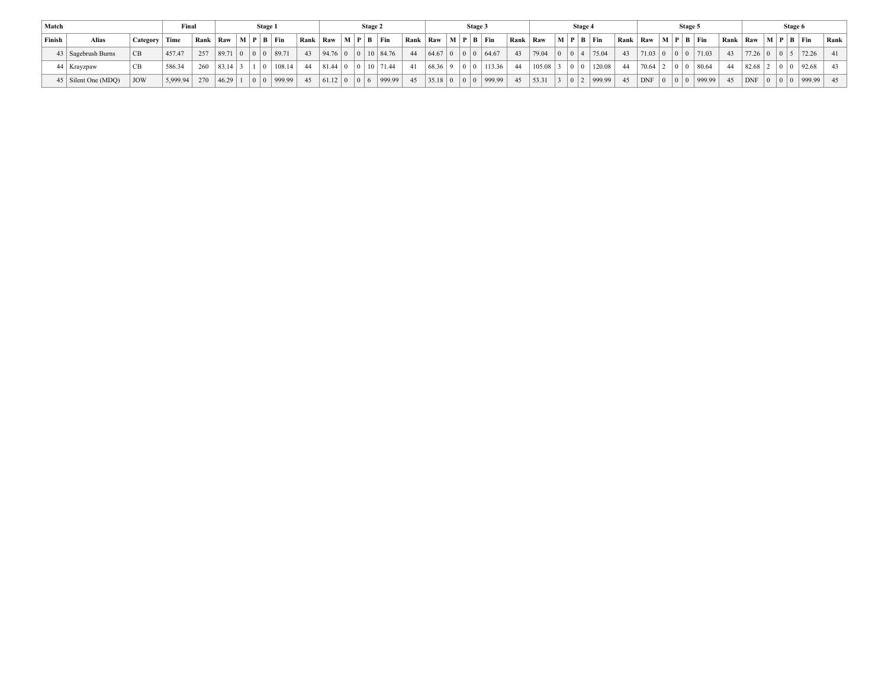| Match | | | Final | | Stage 1 | | | | | | Stage 2 | | | | | | Stage 3 | | | | | | Stage 4 | | | | | | Stage 5 | | | | | | Stage 6 | | | | | |
|---|---|---|---|---|---|---|---|---|---|---|---|---|---|---|---|---|---|---|---|---|---|---|---|---|---|---|---|---|---|---|---|---|---|---|---|---|---|---|---|---|
| Finish | Alias | Category | Time | Rank | Raw | M | P | B | Fin | Rank | Raw | M | P | B | Fin | Rank | Raw | M | P | B | Fin | Rank | Raw | M | P | B | Fin | Rank | Raw | M | P | B | Fin | Rank | Raw | M | P | B | Fin | Rank |
| 43 | Sagebrush Burns | CB | 457.47 | 257 | 89.71 | 0 | 0 | 0 | 89.71 | 43 | 94.76 | 0 | 0 | 10 | 84.76 | 44 | 64.67 | 0 | 0 | 0 | 64.67 | 43 | 79.04 | 0 | 0 | 4 | 75.04 | 43 | 71.03 | 0 | 0 | 0 | 71.03 | 43 | 77.26 | 0 | 0 | 5 | 72.26 | 41 |
| 44 | Krayzpaw | CB | 586.34 | 260 | 83.14 | 3 | 1 | 0 | 108.14 | 44 | 81.44 | 0 | 0 | 10 | 71.44 | 41 | 68.36 | 9 | 0 | 0 | 113.36 | 44 | 105.08 | 3 | 0 | 0 | 120.08 | 44 | 70.64 | 2 | 0 | 0 | 80.64 | 44 | 82.68 | 2 | 0 | 0 | 92.68 | 43 |
| 45 | Silent One (MDQ) | JOW | 5,999.94 | 270 | 46.29 | 1 | 0 | 0 | 999.99 | 45 | 61.12 | 0 | 0 | 6 | 999.99 | 45 | 35.18 | 0 | 0 | 0 | 999.99 | 45 | 53.31 | 3 | 0 | 2 | 999.99 | 45 | DNF | 0 | 0 | 0 | 999.99 | 45 | DNF | 0 | 0 | 0 | 999.99 | 45 |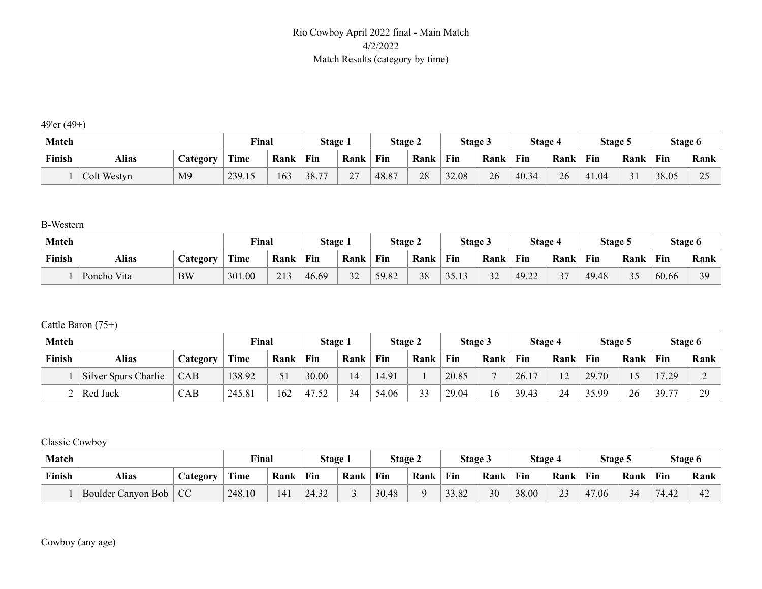Rio Cowboy April 2022 final - Main Match
4/2/2022
Match Results (category by time)

49'er (49+)

| Match | | | Final | | Stage 1 | | Stage 2 | | Stage 3 | | Stage 4 | | Stage 5 | | Stage 6 | |
|---|---|---|---|---|---|---|---|---|---|---|---|---|---|---|---|---|
| Finish | Alias | Category | Time | Rank | Fin | Rank | Fin | Rank | Fin | Rank | Fin | Rank | Fin | Rank | Fin | Rank |
| 1 | Colt Westyn | M9 | 239.15 | 163 | 38.77 | 27 | 48.87 | 28 | 32.08 | 26 | 40.34 | 26 | 41.04 | 31 | 38.05 | 25 |

B-Western

| Match | | | Final | | Stage 1 | | Stage 2 | | Stage 3 | | Stage 4 | | Stage 5 | | Stage 6 | |
|---|---|---|---|---|---|---|---|---|---|---|---|---|---|---|---|---|
| Finish | Alias | Category | Time | Rank | Fin | Rank | Fin | Rank | Fin | Rank | Fin | Rank | Fin | Rank | Fin | Rank |
| 1 | Poncho Vita | BW | 301.00 | 213 | 46.69 | 32 | 59.82 | 38 | 35.13 | 32 | 49.22 | 37 | 49.48 | 35 | 60.66 | 39 |

Cattle Baron (75+)

| Match | | | Final | | Stage 1 | | Stage 2 | | Stage 3 | | Stage 4 | | Stage 5 | | Stage 6 | |
|---|---|---|---|---|---|---|---|---|---|---|---|---|---|---|---|---|
| Finish | Alias | Category | Time | Rank | Fin | Rank | Fin | Rank | Fin | Rank | Fin | Rank | Fin | Rank | Fin | Rank |
| 1 | Silver Spurs Charlie | CAB | 138.92 | 51 | 30.00 | 14 | 14.91 | 1 | 20.85 | 7 | 26.17 | 12 | 29.70 | 15 | 17.29 | 2 |
| 2 | Red Jack | CAB | 245.81 | 162 | 47.52 | 34 | 54.06 | 33 | 29.04 | 16 | 39.43 | 24 | 35.99 | 26 | 39.77 | 29 |

Classic Cowboy

| Match | | | Final | | Stage 1 | | Stage 2 | | Stage 3 | | Stage 4 | | Stage 5 | | Stage 6 | |
|---|---|---|---|---|---|---|---|---|---|---|---|---|---|---|---|---|
| Finish | Alias | Category | Time | Rank | Fin | Rank | Fin | Rank | Fin | Rank | Fin | Rank | Fin | Rank | Fin | Rank |
| 1 | Boulder Canyon Bob | CC | 248.10 | 141 | 24.32 | 3 | 30.48 | 9 | 33.82 | 30 | 38.00 | 23 | 47.06 | 34 | 74.42 | 42 |

Cowboy (any age)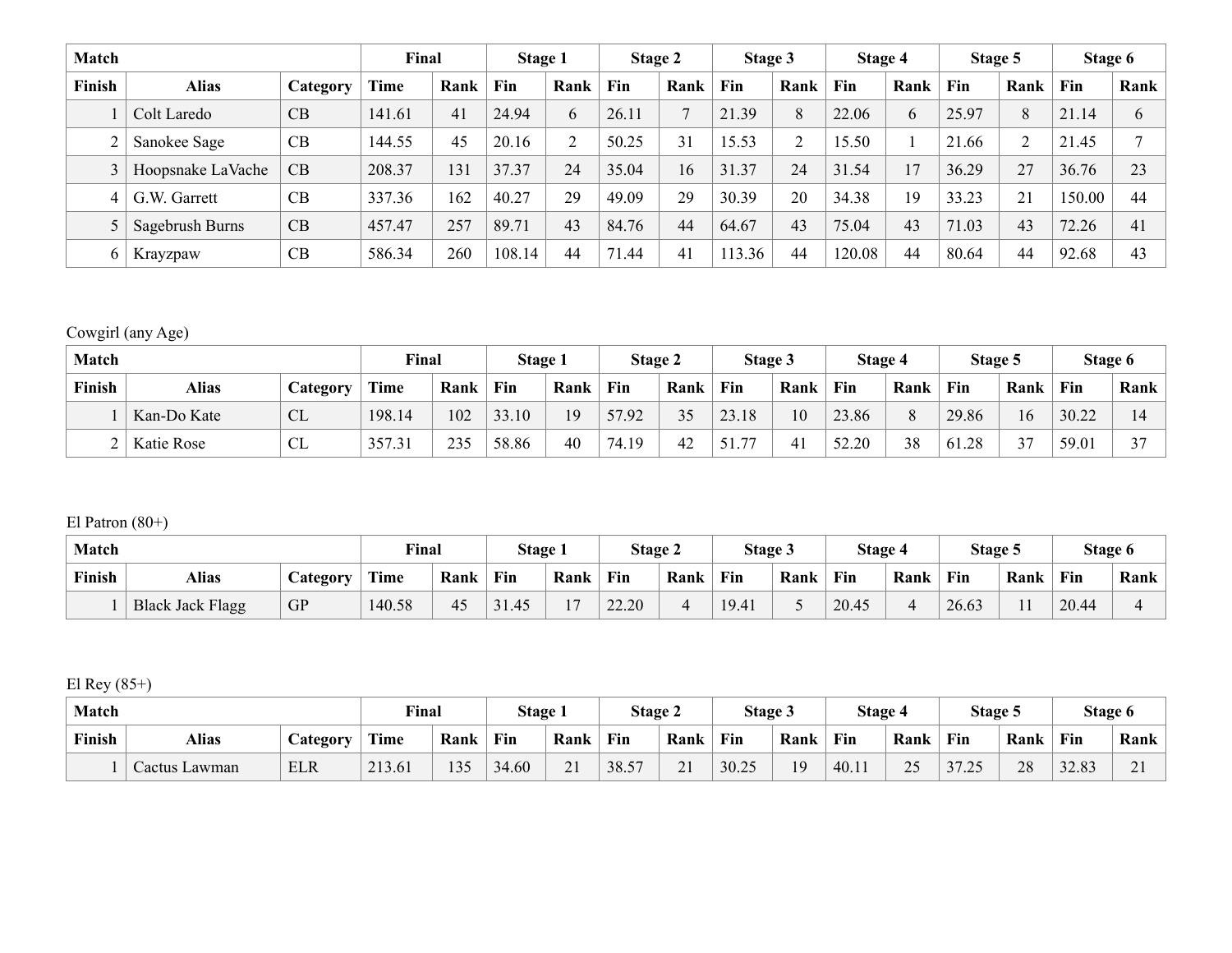| Match | | | Final | | Stage 1 | | Stage 2 | | Stage 3 | | Stage 4 | | Stage 5 | | Stage 6 | |
|---|---|---|---|---|---|---|---|---|---|---|---|---|---|---|---|---|
| Finish | Alias | Category | Time | Rank | Fin | Rank | Fin | Rank | Fin | Rank | Fin | Rank | Fin | Rank | Fin | Rank |
| 1 | Colt Laredo | CB | 141.61 | 41 | 24.94 | 6 | 26.11 | 7 | 21.39 | 8 | 22.06 | 6 | 25.97 | 8 | 21.14 | 6 |
| 2 | Sanokee Sage | CB | 144.55 | 45 | 20.16 | 2 | 50.25 | 31 | 15.53 | 2 | 15.50 | 1 | 21.66 | 2 | 21.45 | 7 |
| 3 | Hoopsnake LaVache | CB | 208.37 | 131 | 37.37 | 24 | 35.04 | 16 | 31.37 | 24 | 31.54 | 17 | 36.29 | 27 | 36.76 | 23 |
| 4 | G.W. Garrett | CB | 337.36 | 162 | 40.27 | 29 | 49.09 | 29 | 30.39 | 20 | 34.38 | 19 | 33.23 | 21 | 150.00 | 44 |
| 5 | Sagebrush Burns | CB | 457.47 | 257 | 89.71 | 43 | 84.76 | 44 | 64.67 | 43 | 75.04 | 43 | 71.03 | 43 | 72.26 | 41 |
| 6 | Krayzpaw | CB | 586.34 | 260 | 108.14 | 44 | 71.44 | 41 | 113.36 | 44 | 120.08 | 44 | 80.64 | 44 | 92.68 | 43 |

Cowgirl (any Age)

| Match | | | Final | | Stage 1 | | Stage 2 | | Stage 3 | | Stage 4 | | Stage 5 | | Stage 6 | |
|---|---|---|---|---|---|---|---|---|---|---|---|---|---|---|---|---|
| Finish | Alias | Category | Time | Rank | Fin | Rank | Fin | Rank | Fin | Rank | Fin | Rank | Fin | Rank | Fin | Rank |
| 1 | Kan-Do Kate | CL | 198.14 | 102 | 33.10 | 19 | 57.92 | 35 | 23.18 | 10 | 23.86 | 8 | 29.86 | 16 | 30.22 | 14 |
| 2 | Katie Rose | CL | 357.31 | 235 | 58.86 | 40 | 74.19 | 42 | 51.77 | 41 | 52.20 | 38 | 61.28 | 37 | 59.01 | 37 |

El Patron (80+)

| Match | | | Final | | Stage 1 | | Stage 2 | | Stage 3 | | Stage 4 | | Stage 5 | | Stage 6 | |
|---|---|---|---|---|---|---|---|---|---|---|---|---|---|---|---|---|
| Finish | Alias | Category | Time | Rank | Fin | Rank | Fin | Rank | Fin | Rank | Fin | Rank | Fin | Rank | Fin | Rank |
| 1 | Black Jack Flagg | GP | 140.58 | 45 | 31.45 | 17 | 22.20 | 4 | 19.41 | 5 | 20.45 | 4 | 26.63 | 11 | 20.44 | 4 |

El Rey (85+)

| Match | | | Final | | Stage 1 | | Stage 2 | | Stage 3 | | Stage 4 | | Stage 5 | | Stage 6 | |
|---|---|---|---|---|---|---|---|---|---|---|---|---|---|---|---|---|
| Finish | Alias | Category | Time | Rank | Fin | Rank | Fin | Rank | Fin | Rank | Fin | Rank | Fin | Rank | Fin | Rank |
| 1 | Cactus Lawman | ELR | 213.61 | 135 | 34.60 | 21 | 38.57 | 21 | 30.25 | 19 | 40.11 | 25 | 37.25 | 28 | 32.83 | 21 |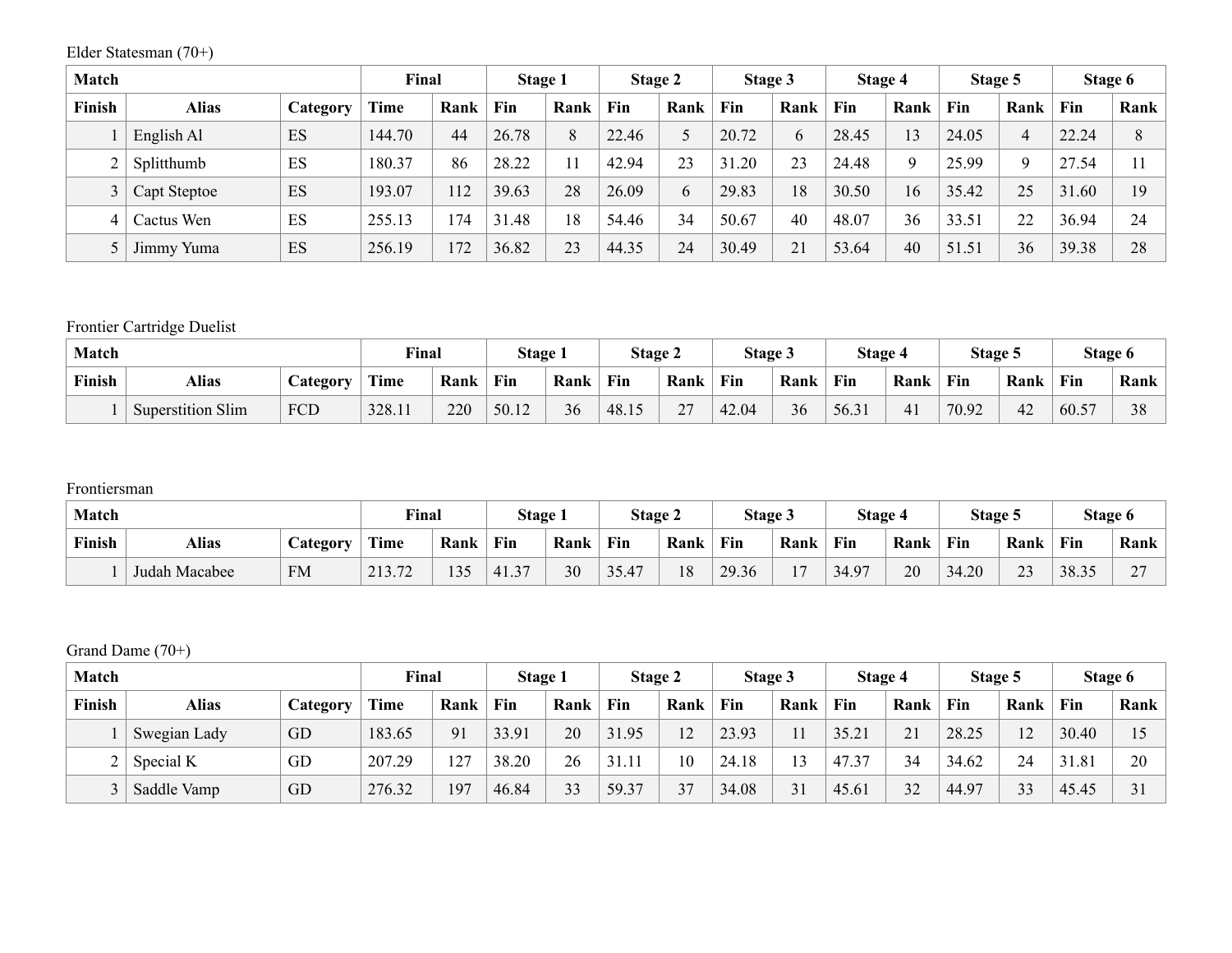Elder Statesman (70+)

| Match | | | Final | | Stage 1 | | Stage 2 | | Stage 3 | | Stage 4 | | Stage 5 | | Stage 6 | |
|---|---|---|---|---|---|---|---|---|---|---|---|---|---|---|---|---|
| Finish | Alias | Category | Time | Rank | Fin | Rank | Fin | Rank | Fin | Rank | Fin | Rank | Fin | Rank | Fin | Rank |
| 1 | English Al | ES | 144.70 | 44 | 26.78 | 8 | 22.46 | 5 | 20.72 | 6 | 28.45 | 13 | 24.05 | 4 | 22.24 | 8 |
| 2 | Splitthumb | ES | 180.37 | 86 | 28.22 | 11 | 42.94 | 23 | 31.20 | 23 | 24.48 | 9 | 25.99 | 9 | 27.54 | 11 |
| 3 | Capt Steptoe | ES | 193.07 | 112 | 39.63 | 28 | 26.09 | 6 | 29.83 | 18 | 30.50 | 16 | 35.42 | 25 | 31.60 | 19 |
| 4 | Cactus Wen | ES | 255.13 | 174 | 31.48 | 18 | 54.46 | 34 | 50.67 | 40 | 48.07 | 36 | 33.51 | 22 | 36.94 | 24 |
| 5 | Jimmy Yuma | ES | 256.19 | 172 | 36.82 | 23 | 44.35 | 24 | 30.49 | 21 | 53.64 | 40 | 51.51 | 36 | 39.38 | 28 |

Frontier Cartridge Duelist

| Match | | | Final | | Stage 1 | | Stage 2 | | Stage 3 | | Stage 4 | | Stage 5 | | Stage 6 | |
|---|---|---|---|---|---|---|---|---|---|---|---|---|---|---|---|---|
| Finish | Alias | Category | Time | Rank | Fin | Rank | Fin | Rank | Fin | Rank | Fin | Rank | Fin | Rank | Fin | Rank |
| 1 | Superstition Slim | FCD | 328.11 | 220 | 50.12 | 36 | 48.15 | 27 | 42.04 | 36 | 56.31 | 41 | 70.92 | 42 | 60.57 | 38 |

Frontiersman

| Match | | | Final | | Stage 1 | | Stage 2 | | Stage 3 | | Stage 4 | | Stage 5 | | Stage 6 | |
|---|---|---|---|---|---|---|---|---|---|---|---|---|---|---|---|---|
| Finish | Alias | Category | Time | Rank | Fin | Rank | Fin | Rank | Fin | Rank | Fin | Rank | Fin | Rank | Fin | Rank |
| 1 | Judah Macabee | FM | 213.72 | 135 | 41.37 | 30 | 35.47 | 18 | 29.36 | 17 | 34.97 | 20 | 34.20 | 23 | 38.35 | 27 |

Grand Dame (70+)

| Match | | | Final | | Stage 1 | | Stage 2 | | Stage 3 | | Stage 4 | | Stage 5 | | Stage 6 | |
|---|---|---|---|---|---|---|---|---|---|---|---|---|---|---|---|---|
| Finish | Alias | Category | Time | Rank | Fin | Rank | Fin | Rank | Fin | Rank | Fin | Rank | Fin | Rank | Fin | Rank |
| 1 | Swegian Lady | GD | 183.65 | 91 | 33.91 | 20 | 31.95 | 12 | 23.93 | 11 | 35.21 | 21 | 28.25 | 12 | 30.40 | 15 |
| 2 | Special K | GD | 207.29 | 127 | 38.20 | 26 | 31.11 | 10 | 24.18 | 13 | 47.37 | 34 | 34.62 | 24 | 31.81 | 20 |
| 3 | Saddle Vamp | GD | 276.32 | 197 | 46.84 | 33 | 59.37 | 37 | 34.08 | 31 | 45.61 | 32 | 44.97 | 33 | 45.45 | 31 |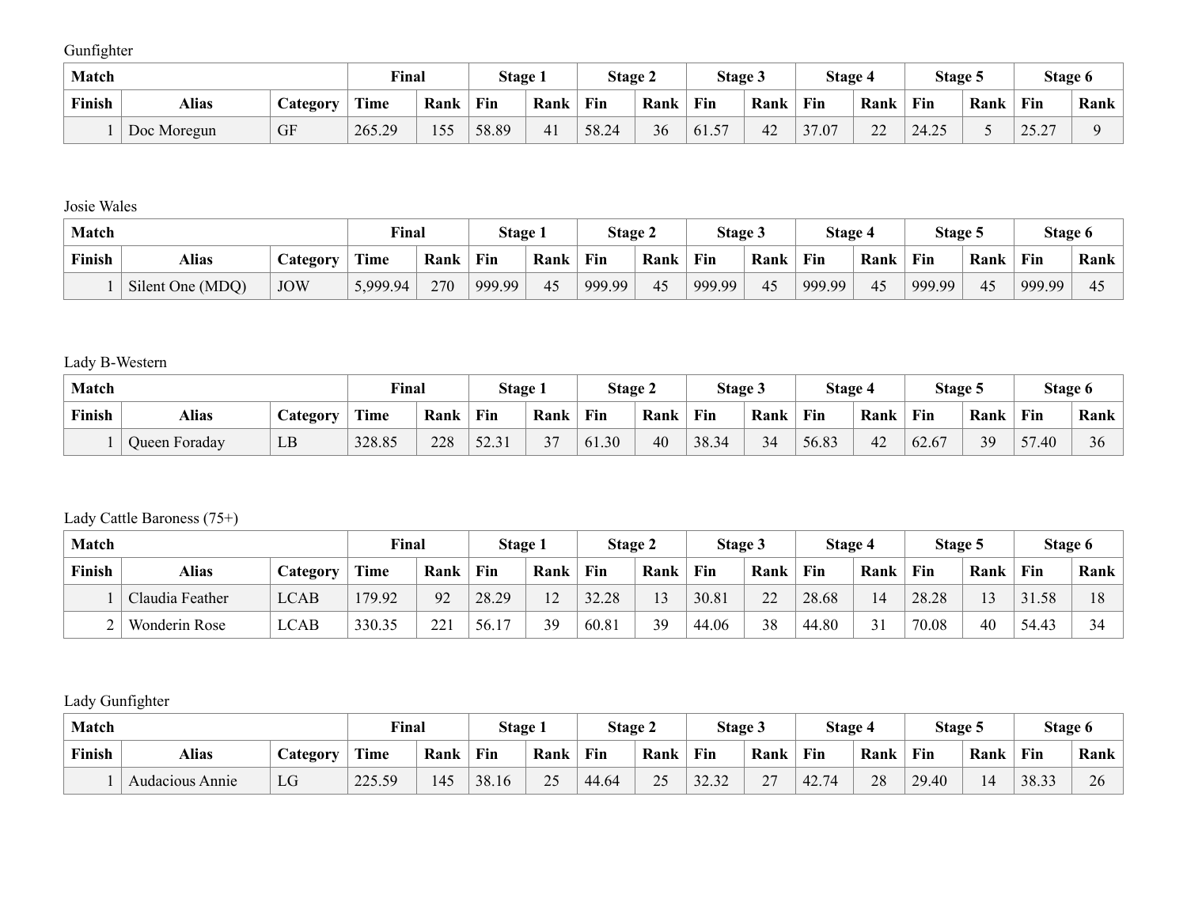Gunfighter

| Match | | | Final | | Stage 1 | | Stage 2 | | Stage 3 | | Stage 4 | | Stage 5 | | Stage 6 | |
|---|---|---|---|---|---|---|---|---|---|---|---|---|---|---|---|---|
| Finish | Alias | Category | Time | Rank | Fin | Rank | Fin | Rank | Fin | Rank | Fin | Rank | Fin | Rank | Fin | Rank |
| 1 | Doc Moregun | GF | 265.29 | 155 | 58.89 | 41 | 58.24 | 36 | 61.57 | 42 | 37.07 | 22 | 24.25 | 5 | 25.27 | 9 |

Josie Wales

| Match | | | Final | | Stage 1 | | Stage 2 | | Stage 3 | | Stage 4 | | Stage 5 | | Stage 6 | |
|---|---|---|---|---|---|---|---|---|---|---|---|---|---|---|---|---|
| Finish | Alias | Category | Time | Rank | Fin | Rank | Fin | Rank | Fin | Rank | Fin | Rank | Fin | Rank | Fin | Rank |
| 1 | Silent One (MDQ) | JOW | 5,999.94 | 270 | 999.99 | 45 | 999.99 | 45 | 999.99 | 45 | 999.99 | 45 | 999.99 | 45 | 999.99 | 45 |

Lady B-Western

| Match | | | Final | | Stage 1 | | Stage 2 | | Stage 3 | | Stage 4 | | Stage 5 | | Stage 6 | |
|---|---|---|---|---|---|---|---|---|---|---|---|---|---|---|---|---|
| Finish | Alias | Category | Time | Rank | Fin | Rank | Fin | Rank | Fin | Rank | Fin | Rank | Fin | Rank | Fin | Rank |
| 1 | Queen Foraday | LB | 328.85 | 228 | 52.31 | 37 | 61.30 | 40 | 38.34 | 34 | 56.83 | 42 | 62.67 | 39 | 57.40 | 36 |

Lady Cattle Baroness (75+)

| Match | | | Final | | Stage 1 | | Stage 2 | | Stage 3 | | Stage 4 | | Stage 5 | | Stage 6 | |
|---|---|---|---|---|---|---|---|---|---|---|---|---|---|---|---|---|
| Finish | Alias | Category | Time | Rank | Fin | Rank | Fin | Rank | Fin | Rank | Fin | Rank | Fin | Rank | Fin | Rank |
| 1 | Claudia Feather | LCAB | 179.92 | 92 | 28.29 | 12 | 32.28 | 13 | 30.81 | 22 | 28.68 | 14 | 28.28 | 13 | 31.58 | 18 |
| 2 | Wonderin Rose | LCAB | 330.35 | 221 | 56.17 | 39 | 60.81 | 39 | 44.06 | 38 | 44.80 | 31 | 70.08 | 40 | 54.43 | 34 |

Lady Gunfighter

| Match | | | Final | | Stage 1 | | Stage 2 | | Stage 3 | | Stage 4 | | Stage 5 | | Stage 6 | |
|---|---|---|---|---|---|---|---|---|---|---|---|---|---|---|---|---|
| Finish | Alias | Category | Time | Rank | Fin | Rank | Fin | Rank | Fin | Rank | Fin | Rank | Fin | Rank | Fin | Rank |
| 1 | Audacious Annie | LG | 225.59 | 145 | 38.16 | 25 | 44.64 | 25 | 32.32 | 27 | 42.74 | 28 | 29.40 | 14 | 38.33 | 26 |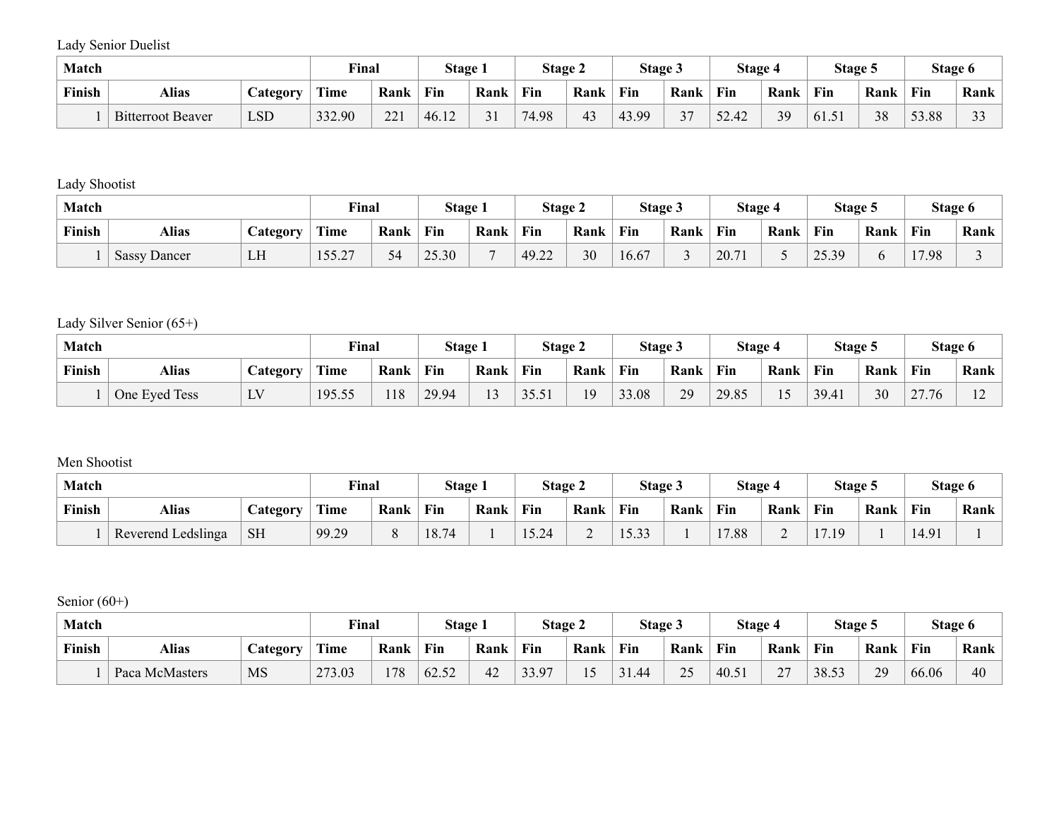Lady Senior Duelist

| Match | | | Final | | Stage 1 | | Stage 2 | | Stage 3 | | Stage 4 | | Stage 5 | | Stage 6 | |
|---|---|---|---|---|---|---|---|---|---|---|---|---|---|---|---|---|
| Finish | Alias | Category | Time | Rank | Fin | Rank | Fin | Rank | Fin | Rank | Fin | Rank | Fin | Rank | Fin | Rank |
| 1 | Bitterroot Beaver | LSD | 332.90 | 221 | 46.12 | 31 | 74.98 | 43 | 43.99 | 37 | 52.42 | 39 | 61.51 | 38 | 53.88 | 33 |

Lady Shootist

| Match | | | Final | | Stage 1 | | Stage 2 | | Stage 3 | | Stage 4 | | Stage 5 | | Stage 6 | |
|---|---|---|---|---|---|---|---|---|---|---|---|---|---|---|---|---|
| Finish | Alias | Category | Time | Rank | Fin | Rank | Fin | Rank | Fin | Rank | Fin | Rank | Fin | Rank | Fin | Rank |
| 1 | Sassy Dancer | LH | 155.27 | 54 | 25.30 | 7 | 49.22 | 30 | 16.67 | 3 | 20.71 | 5 | 25.39 | 6 | 17.98 | 3 |

Lady Silver Senior (65+)

| Match | | | Final | | Stage 1 | | Stage 2 | | Stage 3 | | Stage 4 | | Stage 5 | | Stage 6 | |
|---|---|---|---|---|---|---|---|---|---|---|---|---|---|---|---|---|
| Finish | Alias | Category | Time | Rank | Fin | Rank | Fin | Rank | Fin | Rank | Fin | Rank | Fin | Rank | Fin | Rank |
| 1 | One Eyed Tess | LV | 195.55 | 118 | 29.94 | 13 | 35.51 | 19 | 33.08 | 29 | 29.85 | 15 | 39.41 | 30 | 27.76 | 12 |

Men Shootist

| Match | | | Final | | Stage 1 | | Stage 2 | | Stage 3 | | Stage 4 | | Stage 5 | | Stage 6 | |
|---|---|---|---|---|---|---|---|---|---|---|---|---|---|---|---|---|
| Finish | Alias | Category | Time | Rank | Fin | Rank | Fin | Rank | Fin | Rank | Fin | Rank | Fin | Rank | Fin | Rank |
| 1 | Reverend Ledslinga | SH | 99.29 | 8 | 18.74 | 1 | 15.24 | 2 | 15.33 | 1 | 17.88 | 2 | 17.19 | 1 | 14.91 | 1 |

Senior (60+)

| Match | | | Final | | Stage 1 | | Stage 2 | | Stage 3 | | Stage 4 | | Stage 5 | | Stage 6 | |
|---|---|---|---|---|---|---|---|---|---|---|---|---|---|---|---|---|
| Finish | Alias | Category | Time | Rank | Fin | Rank | Fin | Rank | Fin | Rank | Fin | Rank | Fin | Rank | Fin | Rank |
| 1 | Paca McMasters | MS | 273.03 | 178 | 62.52 | 42 | 33.97 | 15 | 31.44 | 25 | 40.51 | 27 | 38.53 | 29 | 66.06 | 40 |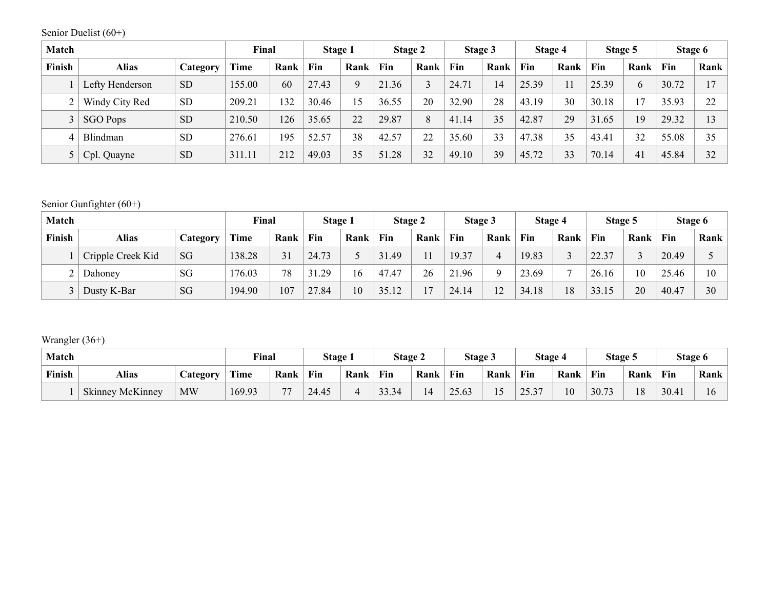Senior Duelist (60+)

| Match | | | Final | | Stage 1 | | Stage 2 | | Stage 3 | | Stage 4 | | Stage 5 | | Stage 6 | |
|---|---|---|---|---|---|---|---|---|---|---|---|---|---|---|---|---|
| Finish | Alias | Category | Time | Rank | Fin | Rank | Fin | Rank | Fin | Rank | Fin | Rank | Fin | Rank | Fin | Rank |
| 1 | Lefty Henderson | SD | 155.00 | 60 | 27.43 | 9 | 21.36 | 3 | 24.71 | 14 | 25.39 | 11 | 25.39 | 6 | 30.72 | 17 |
| 2 | Windy City Red | SD | 209.21 | 132 | 30.46 | 15 | 36.55 | 20 | 32.90 | 28 | 43.19 | 30 | 30.18 | 17 | 35.93 | 22 |
| 3 | SGO Pops | SD | 210.50 | 126 | 35.65 | 22 | 29.87 | 8 | 41.14 | 35 | 42.87 | 29 | 31.65 | 19 | 29.32 | 13 |
| 4 | Blindman | SD | 276.61 | 195 | 52.57 | 38 | 42.57 | 22 | 35.60 | 33 | 47.38 | 35 | 43.41 | 32 | 55.08 | 35 |
| 5 | Cpl. Quayne | SD | 311.11 | 212 | 49.03 | 35 | 51.28 | 32 | 49.10 | 39 | 45.72 | 33 | 70.14 | 41 | 45.84 | 32 |

Senior Gunfighter (60+)

| Match | | | Final | | Stage 1 | | Stage 2 | | Stage 3 | | Stage 4 | | Stage 5 | | Stage 6 | |
|---|---|---|---|---|---|---|---|---|---|---|---|---|---|---|---|---|
| Finish | Alias | Category | Time | Rank | Fin | Rank | Fin | Rank | Fin | Rank | Fin | Rank | Fin | Rank | Fin | Rank |
| 1 | Cripple Creek Kid | SG | 138.28 | 31 | 24.73 | 5 | 31.49 | 11 | 19.37 | 4 | 19.83 | 3 | 22.37 | 3 | 20.49 | 5 |
| 2 | Dahoney | SG | 176.03 | 78 | 31.29 | 16 | 47.47 | 26 | 21.96 | 9 | 23.69 | 7 | 26.16 | 10 | 25.46 | 10 |
| 3 | Dusty K-Bar | SG | 194.90 | 107 | 27.84 | 10 | 35.12 | 17 | 24.14 | 12 | 34.18 | 18 | 33.15 | 20 | 40.47 | 30 |

Wrangler (36+)

| Match | | | Final | | Stage 1 | | Stage 2 | | Stage 3 | | Stage 4 | | Stage 5 | | Stage 6 | |
|---|---|---|---|---|---|---|---|---|---|---|---|---|---|---|---|---|
| Finish | Alias | Category | Time | Rank | Fin | Rank | Fin | Rank | Fin | Rank | Fin | Rank | Fin | Rank | Fin | Rank |
| 1 | Skinney McKinney | MW | 169.93 | 77 | 24.45 | 4 | 33.34 | 14 | 25.63 | 15 | 25.37 | 10 | 30.73 | 18 | 30.41 | 16 |